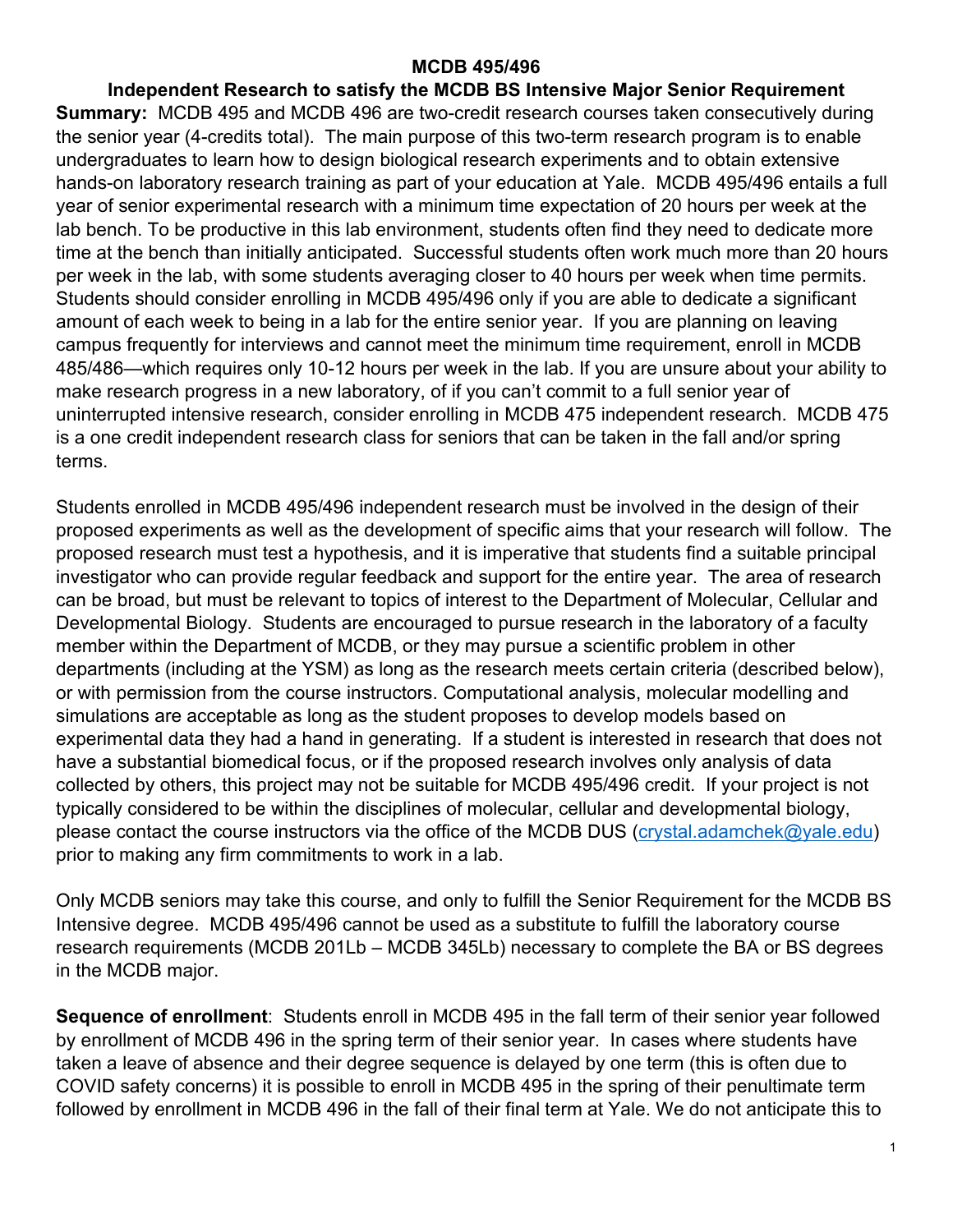# MCDB 495/496

## Independent Research to satisfy the MCDB BS Intensive Major Senior Requirement

**Summary:** MCDB 495 and MCDB 496 are two-credit research courses taken consecutively during the senior year (4-credits total). The main purpose of this two-term research program is to enable undergraduates to learn how to design biological research experiments and to obtain extensive hands-on laboratory research training as part of your education at Yale. MCDB 495/496 entails a full year of senior experimental research with a minimum time expectation of 20 hours per week at the lab bench. To be productive in this lab environment, students often find they need to dedicate more time at the bench than initially anticipated. Successful students often work much more than 20 hours per week in the lab, with some students averaging closer to 40 hours per week when time permits. Students should consider enrolling in MCDB 495/496 only if you are able to dedicate a significant amount of each week to being in a lab for the entire senior year. If you are planning on leaving campus frequently for interviews and cannot meet the minimum time requirement, enroll in MCDB 485/486—which requires only 10-12 hours per week in the lab. If you are unsure about your ability to make research progress in a new laboratory, of if you can't commit to a full senior year of uninterrupted intensive research, consider enrolling in MCDB 475 independent research. MCDB 475 is a one credit independent research class for seniors that can be taken in the fall and/or spring terms.

Students enrolled in MCDB 495/496 independent research must be involved in the design of their proposed experiments as well as the development of specific aims that your research will follow. The proposed research must test a hypothesis, and it is imperative that students find a suitable principal investigator who can provide regular feedback and support for the entire year. The area of research can be broad, but must be relevant to topics of interest to the Department of Molecular, Cellular and Developmental Biology. Students are encouraged to pursue research in the laboratory of a faculty member within the Department of MCDB, or they may pursue a scientific problem in other departments (including at the YSM) as long as the research meets certain criteria (described below), or with permission from the course instructors. Computational analysis, molecular modelling and simulations are acceptable as long as the student proposes to develop models based on experimental data they had a hand in generating. If a student is interested in research that does not have a substantial biomedical focus, or if the proposed research involves only analysis of data collected by others, this project may not be suitable for MCDB 495/496 credit. If your project is not typically considered to be within the disciplines of molecular, cellular and developmental biology, please contact the course instructors via the office of the MCDB DUS ([crystal.adamchek@yale.edu](mailto:crystal.adamchek@yale.edu)) prior to making any firm commitments to work in a lab.

Only MCDB seniors may take this course, and only to fulfill the Senior Requirement for the MCDB BS Intensive degree. MCDB 495/496 cannot be used as a substitute to fulfill the laboratory course research requirements (MCDB 201Lb – MCDB 345Lb) necessary to complete the BA or BS degrees in the MCDB major.

**Sequence of enrollment**: Students enroll in MCDB 495 in the fall term of their senior year followed by enrollment of MCDB 496 in the spring term of their senior year. In cases where students have taken a leave of absence and their degree sequence is delayed by one term (this is often due to COVID safety concerns) it is possible to enroll in MCDB 495 in the spring of their penultimate term followed by enrollment in MCDB 496 in the fall of their final term at Yale. We do not anticipate this to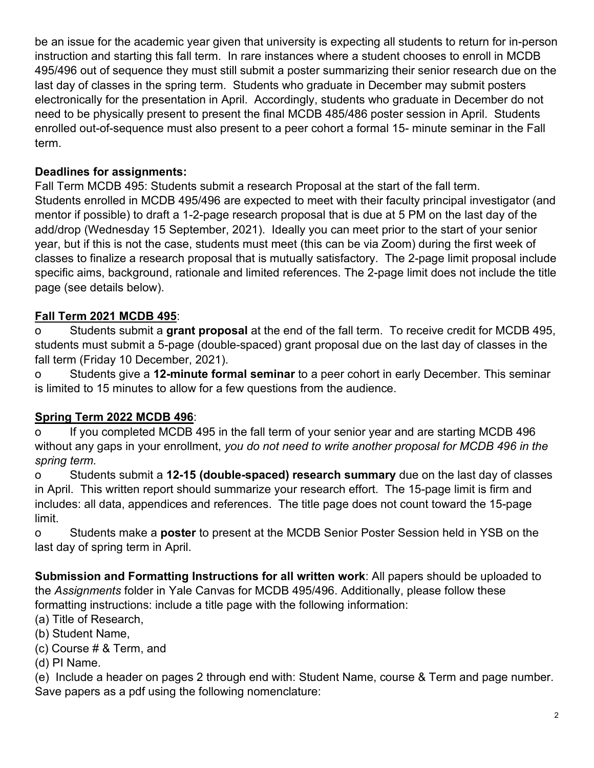be an issue for the academic year given that university is expecting all students to return for in-person instruction and starting this fall term. In rare instances where a student chooses to enroll in MCDB 495/496 out of sequence they must still submit a poster summarizing their senior research due on the last day of classes in the spring term. Students who graduate in December may submit posters electronically for the presentation in April. Accordingly, students who graduate in December do not need to be physically present to present the final MCDB 485/486 poster session in April. Students enrolled out-of-sequence must also present to a peer cohort a formal 15- minute seminar in the Fall term.

**Deadlines for assignments:**
Fall Term MCDB 495: Students submit a research Proposal at the start of the fall term.
Students enrolled in MCDB 495/496 are expected to meet with their faculty principal investigator (and mentor if possible) to draft a 1-2-page research proposal that is due at 5 PM on the last day of the add/drop (Wednesday 15 September, 2021). Ideally you can meet prior to the start of your senior year, but if this is not the case, students must meet (this can be via Zoom) during the first week of classes to finalize a research proposal that is mutually satisfactory. The 2-page limit proposal include specific aims, background, rationale and limited references. The 2-page limit does not include the title page (see details below).

**<u>Fall Term 2021 MCDB 495</u>**:

- Students submit a **grant proposal** at the end of the fall term. To receive credit for MCDB 495, students must submit a 5-page (double-spaced) grant proposal due on the last day of classes in the fall term (Friday 10 December, 2021).
- Students give a **12-minute formal seminar** to a peer cohort in early December. This seminar is limited to 15 minutes to allow for a few questions from the audience.

**<u>Spring Term 2022 MCDB 496</u>**:

- If you completed MCDB 495 in the fall term of your senior year and are starting MCDB 496 without any gaps in your enrollment, *you do not need to write another proposal for MCDB 496 in the spring term.*
- Students submit a **12-15 (double-spaced) research summary** due on the last day of classes in April. This written report should summarize your research effort. The 15-page limit is firm and includes: all data, appendices and references. The title page does not count toward the 15-page limit.
- Students make a **poster** to present at the MCDB Senior Poster Session held in YSB on the last day of spring term in April.

**Submission and Formatting Instructions for all written work**: All papers should be uploaded to the *Assignments* folder in Yale Canvas for MCDB 495/496. Additionally, please follow these formatting instructions: include a title page with the following information:
(a) Title of Research,
(b) Student Name,
(c) Course # & Term, and
(d) PI Name.
(e) Include a header on pages 2 through end with: Student Name, course & Term and page number.
Save papers as a pdf using the following nomenclature: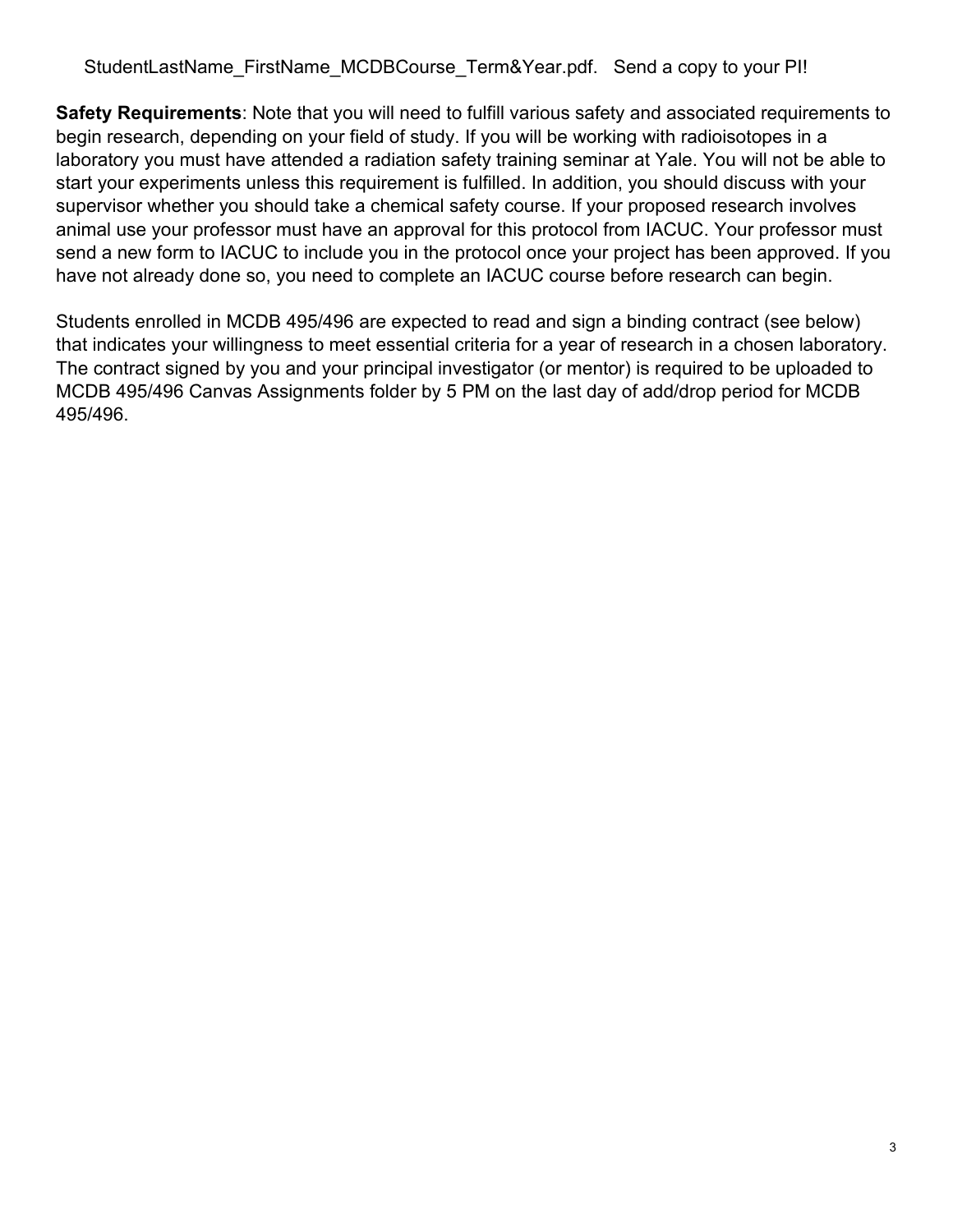StudentLastName_FirstName_MCDBCourse_Term&Year.pdf. Send a copy to your PI!

**Safety Requirements**: Note that you will need to fulfill various safety and associated requirements to begin research, depending on your field of study. If you will be working with radioisotopes in a laboratory you must have attended a radiation safety training seminar at Yale. You will not be able to start your experiments unless this requirement is fulfilled. In addition, you should discuss with your supervisor whether you should take a chemical safety course. If your proposed research involves animal use your professor must have an approval for this protocol from IACUC. Your professor must send a new form to IACUC to include you in the protocol once your project has been approved. If you have not already done so, you need to complete an IACUC course before research can begin.

Students enrolled in MCDB 495/496 are expected to read and sign a binding contract (see below) that indicates your willingness to meet essential criteria for a year of research in a chosen laboratory. The contract signed by you and your principal investigator (or mentor) is required to be uploaded to MCDB 495/496 Canvas Assignments folder by 5 PM on the last day of add/drop period for MCDB 495/496.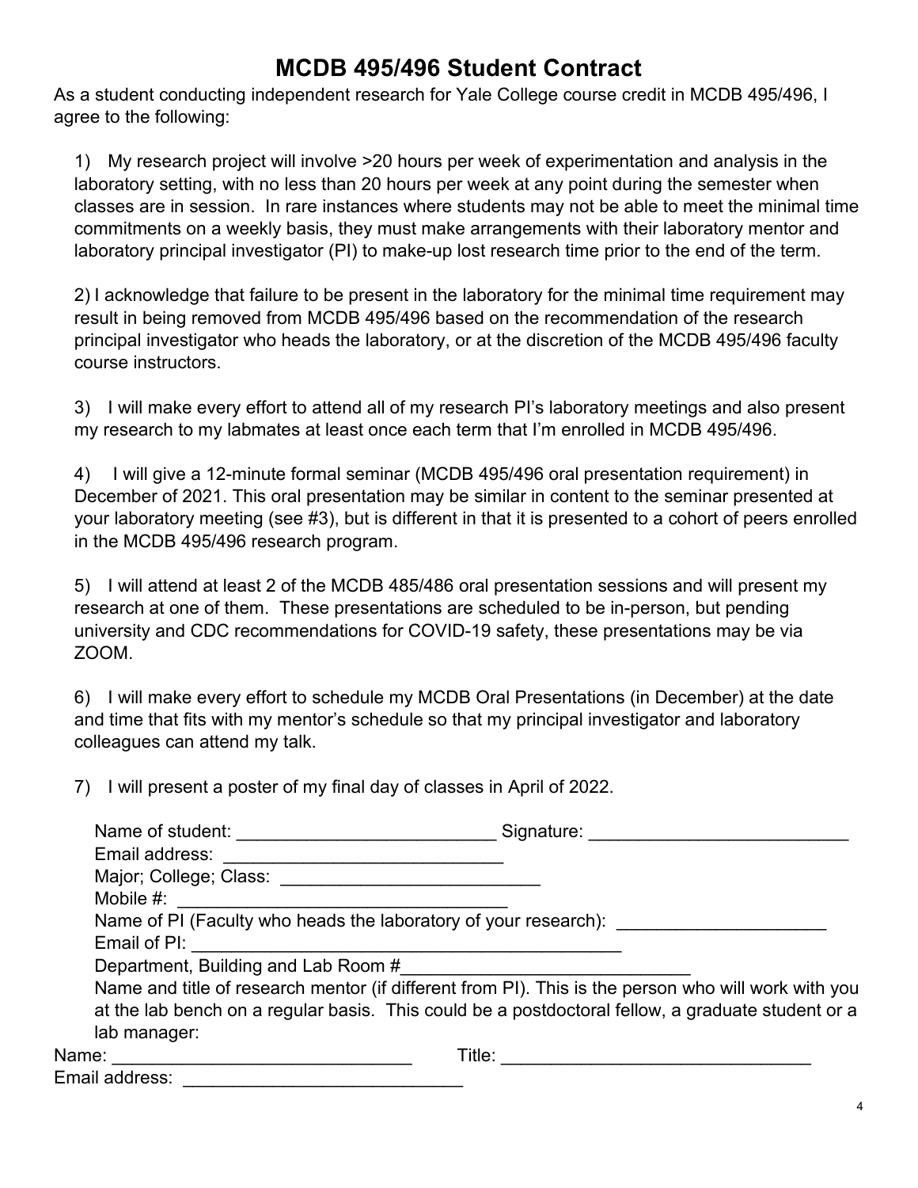# MCDB 495/496 Student Contract

As a student conducting independent research for Yale College course credit in MCDB 495/496, I agree to the following:

1) My research project will involve >20 hours per week of experimentation and analysis in the laboratory setting, with no less than 20 hours per week at any point during the semester when classes are in session. In rare instances where students may not be able to meet the minimal time commitments on a weekly basis, they must make arrangements with their laboratory mentor and laboratory principal investigator (PI) to make-up lost research time prior to the end of the term.

2) I acknowledge that failure to be present in the laboratory for the minimal time requirement may result in being removed from MCDB 495/496 based on the recommendation of the research principal investigator who heads the laboratory, or at the discretion of the MCDB 495/496 faculty course instructors.

3) I will make every effort to attend all of my research PI's laboratory meetings and also present my research to my labmates at least once each term that I'm enrolled in MCDB 495/496.

4) I will give a 12-minute formal seminar (MCDB 495/496 oral presentation requirement) in December of 2021. This oral presentation may be similar in content to the seminar presented at your laboratory meeting (see #3), but is different in that it is presented to a cohort of peers enrolled in the MCDB 495/496 research program.

5) I will attend at least 2 of the MCDB 485/486 oral presentation sessions and will present my research at one of them. These presentations are scheduled to be in-person, but pending university and CDC recommendations for COVID-19 safety, these presentations may be via ZOOM.

6) I will make every effort to schedule my MCDB Oral Presentations (in December) at the date and time that fits with my mentor's schedule so that my principal investigator and laboratory colleagues can attend my talk.

7) I will present a poster of my final day of classes in April of 2022.

Name of student: __________________________ Signature: __________________________

Email address: ____________________________

Major; College; Class: __________________________

Mobile #: _________________________________

Name of PI (Faculty who heads the laboratory of your research): _____________________

Email of PI: _____________________________________________

Department, Building and Lab Room #_____________________________

Name and title of research mentor (if different from PI). This is the person who will work with you at the lab bench on a regular basis. This could be a postdoctoral fellow, a graduate student or a lab manager:

Name: ______________________________ Title: _______________________________

Email address: ____________________________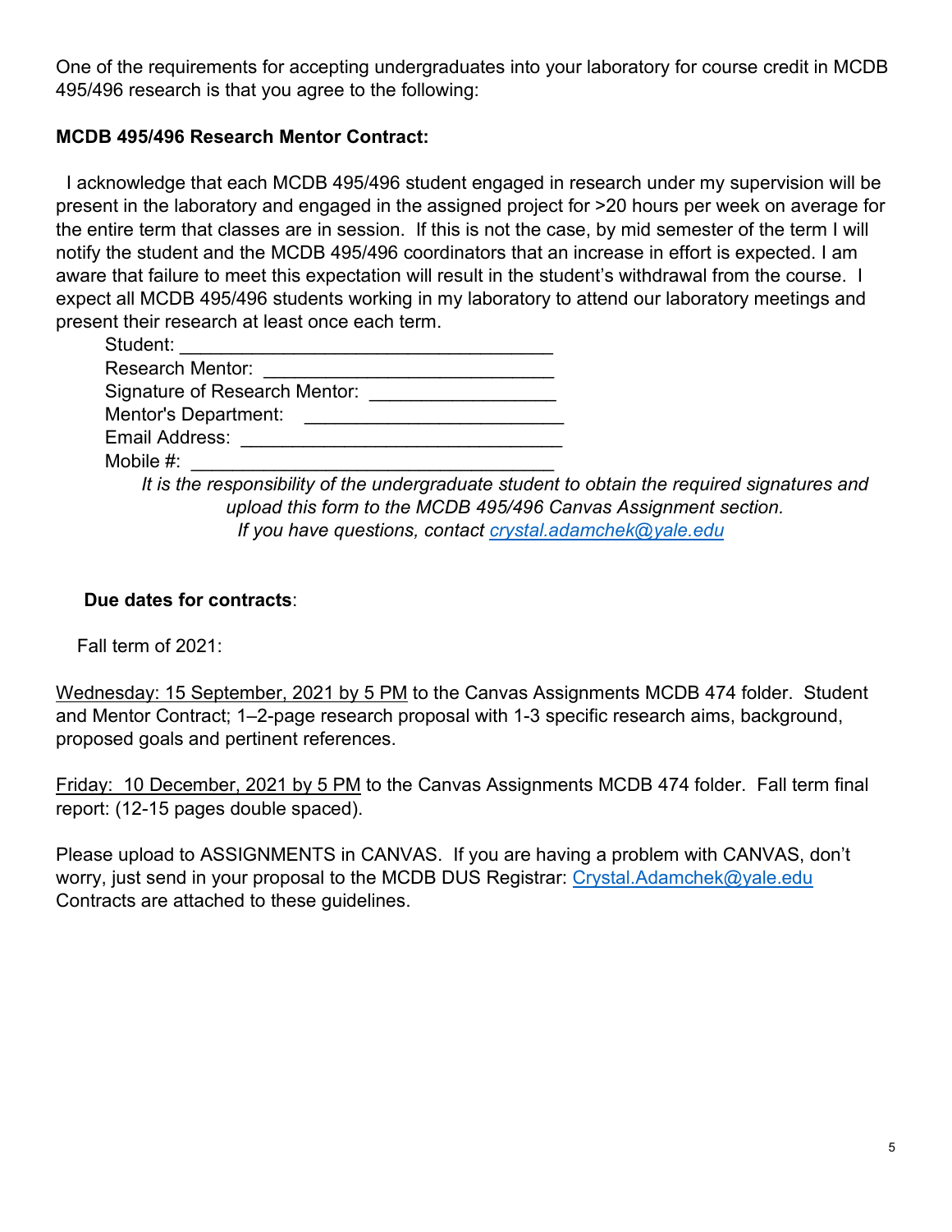One of the requirements for accepting undergraduates into your laboratory for course credit in MCDB 495/496 research is that you agree to the following:

**MCDB 495/496 Research Mentor Contract:**

I acknowledge that each MCDB 495/496 student engaged in research under my supervision will be present in the laboratory and engaged in the assigned project for >20 hours per week on average for the entire term that classes are in session. If this is not the case, by mid semester of the term I will notify the student and the MCDB 495/496 coordinators that an increase in effort is expected. I am aware that failure to meet this expectation will result in the student's withdrawal from the course. I expect all MCDB 495/496 students working in my laboratory to attend our laboratory meetings and present their research at least once each term.

Student: ___________________________________

Research Mentor: ____________________________

Signature of Research Mentor: _________________

Mentor's Department: ________________________

Email Address: ______________________________

Mobile #: __________________________________

*It is the responsibility of the undergraduate student to obtain the required signatures and upload this form to the MCDB 495/496 Canvas Assignment section.*
*If you have questions, contact crystal.adamchek@yale.edu*

**Due dates for contracts**:

Fall term of 2021:

Wednesday: 15 September, 2021 by 5 PM to the Canvas Assignments MCDB 474 folder. Student and Mentor Contract; 1–2-page research proposal with 1-3 specific research aims, background, proposed goals and pertinent references.

Friday: 10 December, 2021 by 5 PM to the Canvas Assignments MCDB 474 folder. Fall term final report: (12-15 pages double spaced).

Please upload to ASSIGNMENTS in CANVAS. If you are having a problem with CANVAS, don't worry, just send in your proposal to the MCDB DUS Registrar: Crystal.Adamchek@yale.edu
Contracts are attached to these guidelines.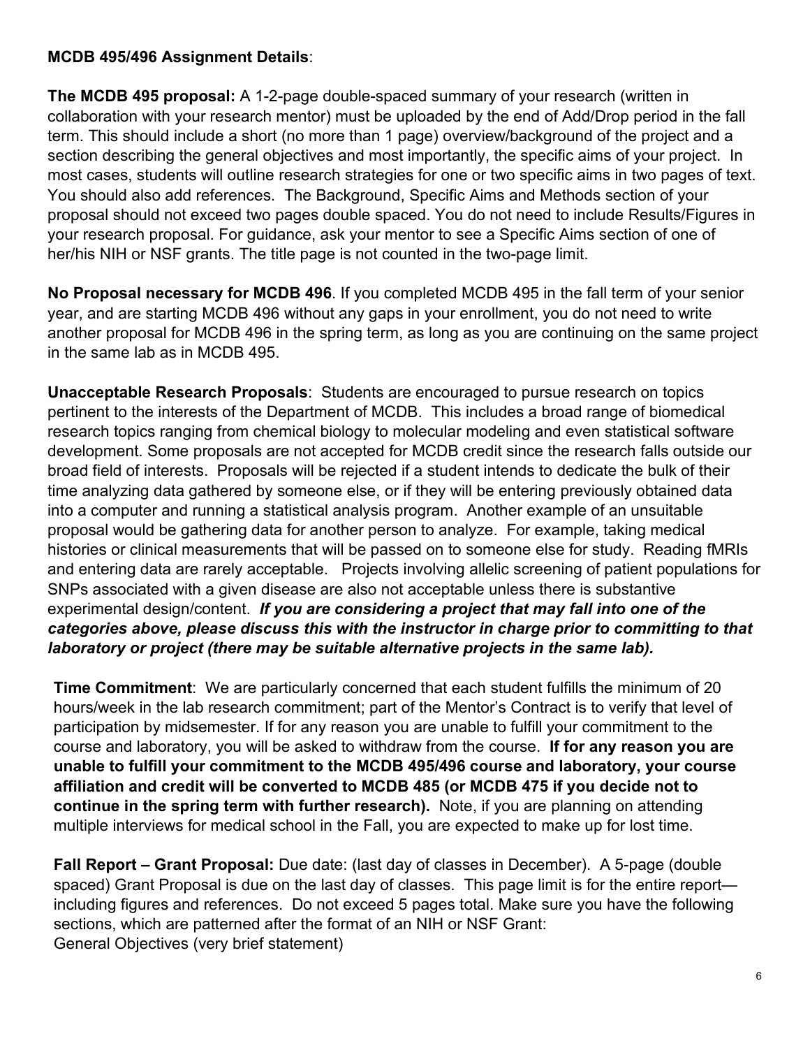**MCDB 495/496 Assignment Details**:

**The MCDB 495 proposal:** A 1-2-page double-spaced summary of your research (written in collaboration with your research mentor) must be uploaded by the end of Add/Drop period in the fall term. This should include a short (no more than 1 page) overview/background of the project and a section describing the general objectives and most importantly, the specific aims of your project. In most cases, students will outline research strategies for one or two specific aims in two pages of text. You should also add references. The Background, Specific Aims and Methods section of your proposal should not exceed two pages double spaced. You do not need to include Results/Figures in your research proposal. For guidance, ask your mentor to see a Specific Aims section of one of her/his NIH or NSF grants. The title page is not counted in the two-page limit.

**No Proposal necessary for MCDB 496**. If you completed MCDB 495 in the fall term of your senior year, and are starting MCDB 496 without any gaps in your enrollment, you do not need to write another proposal for MCDB 496 in the spring term, as long as you are continuing on the same project in the same lab as in MCDB 495.

**Unacceptable Research Proposals**: Students are encouraged to pursue research on topics pertinent to the interests of the Department of MCDB. This includes a broad range of biomedical research topics ranging from chemical biology to molecular modeling and even statistical software development. Some proposals are not accepted for MCDB credit since the research falls outside our broad field of interests. Proposals will be rejected if a student intends to dedicate the bulk of their time analyzing data gathered by someone else, or if they will be entering previously obtained data into a computer and running a statistical analysis program. Another example of an unsuitable proposal would be gathering data for another person to analyze. For example, taking medical histories or clinical measurements that will be passed on to someone else for study. Reading fMRIs and entering data are rarely acceptable. Projects involving allelic screening of patient populations for SNPs associated with a given disease are also not acceptable unless there is substantive experimental design/content. ***If you are considering a project that may fall into one of the categories above, please discuss this with the instructor in charge prior to committing to that laboratory or project (there may be suitable alternative projects in the same lab).***

**Time Commitment**: We are particularly concerned that each student fulfills the minimum of 20 hours/week in the lab research commitment; part of the Mentor's Contract is to verify that level of participation by midsemester. If for any reason you are unable to fulfill your commitment to the course and laboratory, you will be asked to withdraw from the course. **If for any reason you are unable to fulfill your commitment to the MCDB 495/496 course and laboratory, your course affiliation and credit will be converted to MCDB 485 (or MCDB 475 if you decide not to continue in the spring term with further research).** Note, if you are planning on attending multiple interviews for medical school in the Fall, you are expected to make up for lost time.

**Fall Report – Grant Proposal:** Due date: (last day of classes in December). A 5-page (double spaced) Grant Proposal is due on the last day of classes. This page limit is for the entire report—including figures and references. Do not exceed 5 pages total. Make sure you have the following sections, which are patterned after the format of an NIH or NSF Grant:
General Objectives (very brief statement)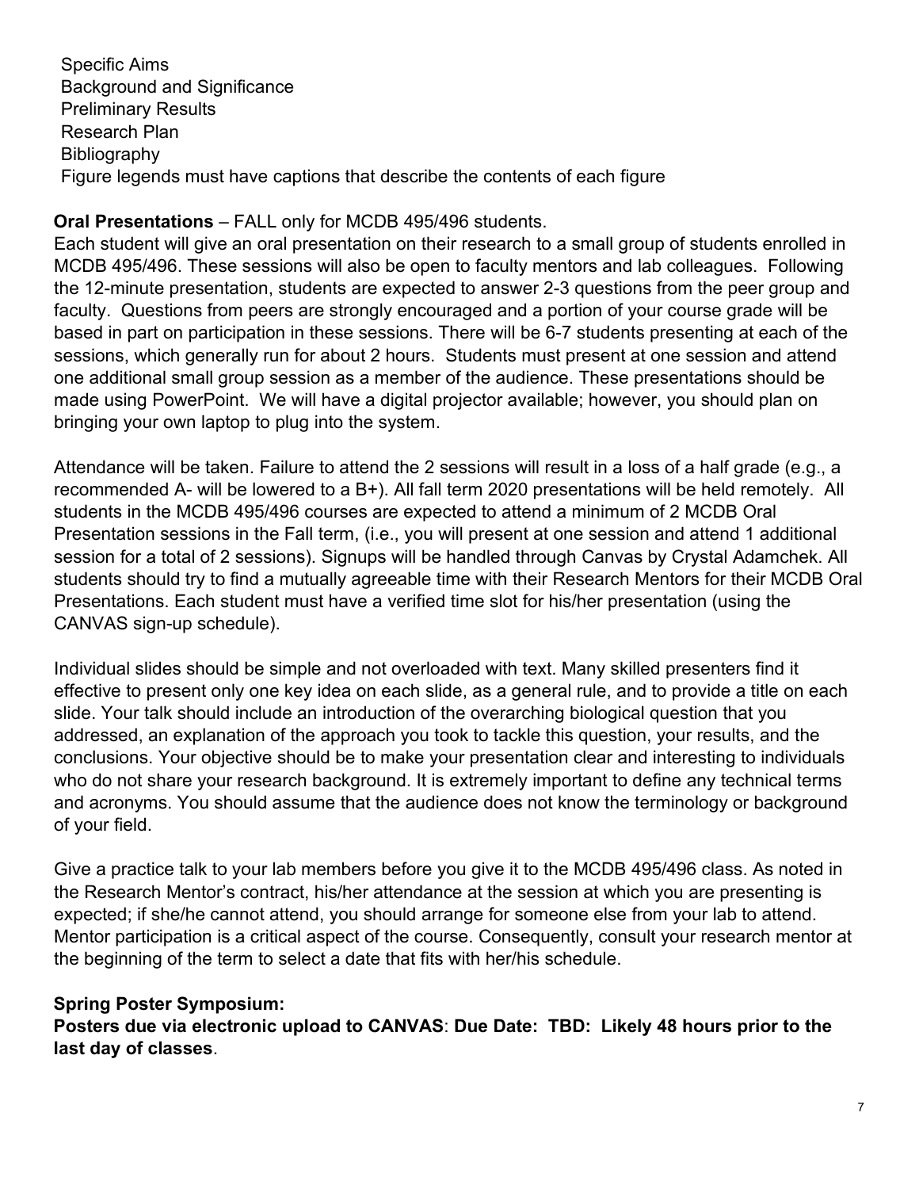Specific Aims
Background and Significance
Preliminary Results
Research Plan
Bibliography
Figure legends must have captions that describe the contents of each figure

**Oral Presentations** – FALL only for MCDB 495/496 students.

Each student will give an oral presentation on their research to a small group of students enrolled in MCDB 495/496. These sessions will also be open to faculty mentors and lab colleagues. Following the 12-minute presentation, students are expected to answer 2-3 questions from the peer group and faculty. Questions from peers are strongly encouraged and a portion of your course grade will be based in part on participation in these sessions. There will be 6-7 students presenting at each of the sessions, which generally run for about 2 hours. Students must present at one session and attend one additional small group session as a member of the audience. These presentations should be made using PowerPoint. We will have a digital projector available; however, you should plan on bringing your own laptop to plug into the system.

Attendance will be taken. Failure to attend the 2 sessions will result in a loss of a half grade (e.g., a recommended A- will be lowered to a B+). All fall term 2020 presentations will be held remotely. All students in the MCDB 495/496 courses are expected to attend a minimum of 2 MCDB Oral Presentation sessions in the Fall term, (i.e., you will present at one session and attend 1 additional session for a total of 2 sessions). Signups will be handled through Canvas by Crystal Adamchek. All students should try to find a mutually agreeable time with their Research Mentors for their MCDB Oral Presentations. Each student must have a verified time slot for his/her presentation (using the CANVAS sign-up schedule).

Individual slides should be simple and not overloaded with text. Many skilled presenters find it effective to present only one key idea on each slide, as a general rule, and to provide a title on each slide. Your talk should include an introduction of the overarching biological question that you addressed, an explanation of the approach you took to tackle this question, your results, and the conclusions. Your objective should be to make your presentation clear and interesting to individuals who do not share your research background. It is extremely important to define any technical terms and acronyms. You should assume that the audience does not know the terminology or background of your field.

Give a practice talk to your lab members before you give it to the MCDB 495/496 class. As noted in the Research Mentor's contract, his/her attendance at the session at which you are presenting is expected; if she/he cannot attend, you should arrange for someone else from your lab to attend. Mentor participation is a critical aspect of the course. Consequently, consult your research mentor at the beginning of the term to select a date that fits with her/his schedule.

**Spring Poster Symposium:**

**Posters due via electronic upload to CANVAS**: **Due Date: TBD: Likely 48 hours prior to the last day of classes**.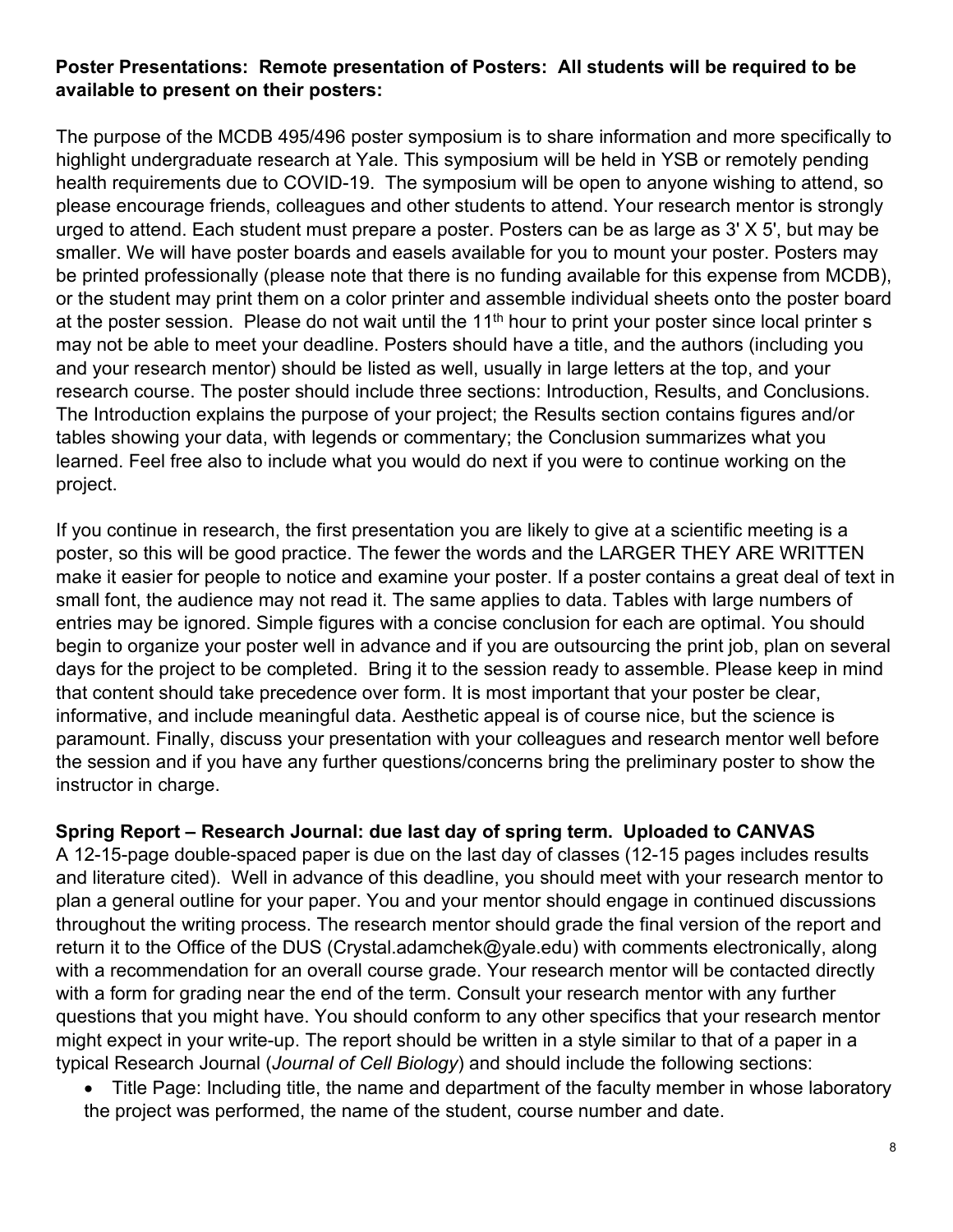**Poster Presentations: Remote presentation of Posters: All students will be required to be available to present on their posters:**

The purpose of the MCDB 495/496 poster symposium is to share information and more specifically to highlight undergraduate research at Yale. This symposium will be held in YSB or remotely pending health requirements due to COVID-19. The symposium will be open to anyone wishing to attend, so please encourage friends, colleagues and other students to attend. Your research mentor is strongly urged to attend. Each student must prepare a poster. Posters can be as large as 3' X 5', but may be smaller. We will have poster boards and easels available for you to mount your poster. Posters may be printed professionally (please note that there is no funding available for this expense from MCDB), or the student may print them on a color printer and assemble individual sheets onto the poster board at the poster session. Please do not wait until the 11th hour to print your poster since local printer s may not be able to meet your deadline. Posters should have a title, and the authors (including you and your research mentor) should be listed as well, usually in large letters at the top, and your research course. The poster should include three sections: Introduction, Results, and Conclusions. The Introduction explains the purpose of your project; the Results section contains figures and/or tables showing your data, with legends or commentary; the Conclusion summarizes what you learned. Feel free also to include what you would do next if you were to continue working on the project.

If you continue in research, the first presentation you are likely to give at a scientific meeting is a poster, so this will be good practice. The fewer the words and the LARGER THEY ARE WRITTEN make it easier for people to notice and examine your poster. If a poster contains a great deal of text in small font, the audience may not read it. The same applies to data. Tables with large numbers of entries may be ignored. Simple figures with a concise conclusion for each are optimal. You should begin to organize your poster well in advance and if you are outsourcing the print job, plan on several days for the project to be completed. Bring it to the session ready to assemble. Please keep in mind that content should take precedence over form. It is most important that your poster be clear, informative, and include meaningful data. Aesthetic appeal is of course nice, but the science is paramount. Finally, discuss your presentation with your colleagues and research mentor well before the session and if you have any further questions/concerns bring the preliminary poster to show the instructor in charge.

**Spring Report – Research Journal: due last day of spring term. Uploaded to CANVAS**

A 12-15-page double-spaced paper is due on the last day of classes (12-15 pages includes results and literature cited). Well in advance of this deadline, you should meet with your research mentor to plan a general outline for your paper. You and your mentor should engage in continued discussions throughout the writing process. The research mentor should grade the final version of the report and return it to the Office of the DUS (Crystal.adamchek@yale.edu) with comments electronically, along with a recommendation for an overall course grade. Your research mentor will be contacted directly with a form for grading near the end of the term. Consult your research mentor with any further questions that you might have. You should conform to any other specifics that your research mentor might expect in your write-up. The report should be written in a style similar to that of a paper in a typical Research Journal (*Journal of Cell Biology*) and should include the following sections:

- Title Page: Including title, the name and department of the faculty member in whose laboratory the project was performed, the name of the student, course number and date.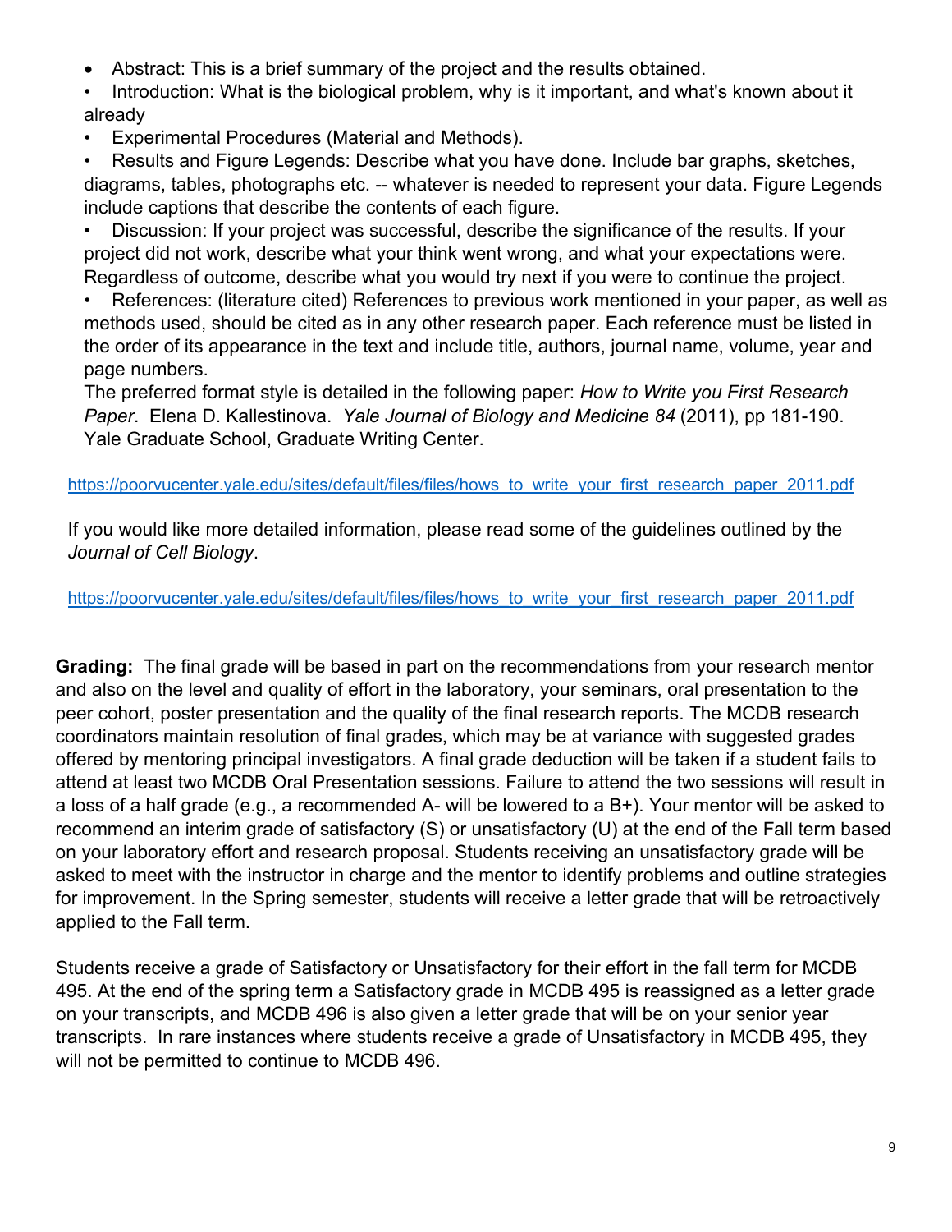- Abstract: This is a brief summary of the project and the results obtained.
- Introduction: What is the biological problem, why is it important, and what's known about it already
- Experimental Procedures (Material and Methods).
- Results and Figure Legends: Describe what you have done. Include bar graphs, sketches, diagrams, tables, photographs etc. -- whatever is needed to represent your data. Figure Legends include captions that describe the contents of each figure.
- Discussion: If your project was successful, describe the significance of the results. If your project did not work, describe what your think went wrong, and what your expectations were. Regardless of outcome, describe what you would try next if you were to continue the project.
- References: (literature cited) References to previous work mentioned in your paper, as well as methods used, should be cited as in any other research paper. Each reference must be listed in the order of its appearance in the text and include title, authors, journal name, volume, year and page numbers.

The preferred format style is detailed in the following paper: *How to Write you First Research Paper*. Elena D. Kallestinova. *Yale Journal of Biology and Medicine 84* (2011), pp 181-190. Yale Graduate School, Graduate Writing Center.

https://poorvucenter.yale.edu/sites/default/files/files/hows_to_write_your_first_research_paper_2011.pdf

If you would like more detailed information, please read some of the guidelines outlined by the *Journal of Cell Biology*.

https://poorvucenter.yale.edu/sites/default/files/files/hows_to_write_your_first_research_paper_2011.pdf

**Grading:** The final grade will be based in part on the recommendations from your research mentor and also on the level and quality of effort in the laboratory, your seminars, oral presentation to the peer cohort, poster presentation and the quality of the final research reports. The MCDB research coordinators maintain resolution of final grades, which may be at variance with suggested grades offered by mentoring principal investigators. A final grade deduction will be taken if a student fails to attend at least two MCDB Oral Presentation sessions. Failure to attend the two sessions will result in a loss of a half grade (e.g., a recommended A- will be lowered to a B+). Your mentor will be asked to recommend an interim grade of satisfactory (S) or unsatisfactory (U) at the end of the Fall term based on your laboratory effort and research proposal. Students receiving an unsatisfactory grade will be asked to meet with the instructor in charge and the mentor to identify problems and outline strategies for improvement. In the Spring semester, students will receive a letter grade that will be retroactively applied to the Fall term.

Students receive a grade of Satisfactory or Unsatisfactory for their effort in the fall term for MCDB 495. At the end of the spring term a Satisfactory grade in MCDB 495 is reassigned as a letter grade on your transcripts, and MCDB 496 is also given a letter grade that will be on your senior year transcripts. In rare instances where students receive a grade of Unsatisfactory in MCDB 495, they will not be permitted to continue to MCDB 496.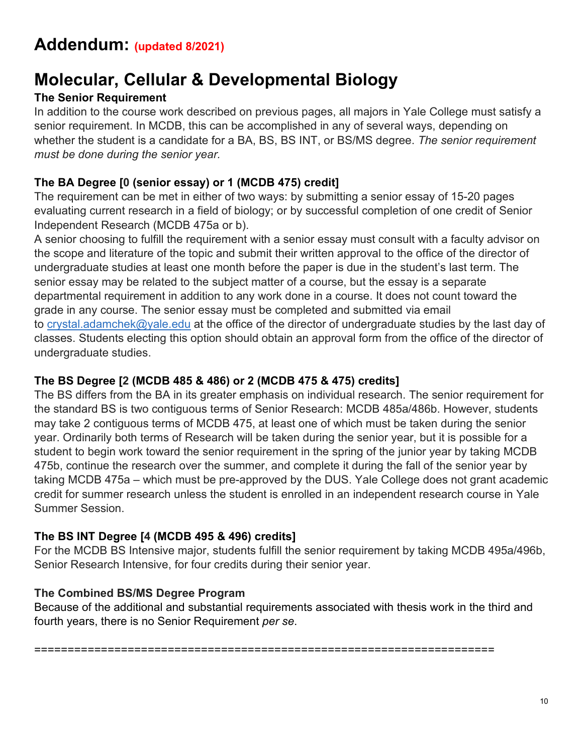# Addendum: (updated 8/2021)

# Molecular, Cellular & Developmental Biology

### The Senior Requirement

In addition to the course work described on previous pages, all majors in Yale College must satisfy a senior requirement. In MCDB, this can be accomplished in any of several ways, depending on whether the student is a candidate for a BA, BS, BS INT, or BS/MS degree. *The senior requirement must be done during the senior year.*

### The BA Degree [0 (senior essay) or 1 (MCDB 475) credit]

The requirement can be met in either of two ways: by submitting a senior essay of 15-20 pages evaluating current research in a field of biology; or by successful completion of one credit of Senior Independent Research (MCDB 475a or b).

A senior choosing to fulfill the requirement with a senior essay must consult with a faculty advisor on the scope and literature of the topic and submit their written approval to the office of the director of undergraduate studies at least one month before the paper is due in the student's last term. The senior essay may be related to the subject matter of a course, but the essay is a separate departmental requirement in addition to any work done in a course. It does not count toward the grade in any course. The senior essay must be completed and submitted via email to crystal.adamchek@yale.edu at the office of the director of undergraduate studies by the last day of classes. Students electing this option should obtain an approval form from the office of the director of undergraduate studies.

### The BS Degree [2 (MCDB 485 & 486) or 2 (MCDB 475 & 475) credits]

The BS differs from the BA in its greater emphasis on individual research. The senior requirement for the standard BS is two contiguous terms of Senior Research: MCDB 485a/486b. However, students may take 2 contiguous terms of MCDB 475, at least one of which must be taken during the senior year. Ordinarily both terms of Research will be taken during the senior year, but it is possible for a student to begin work toward the senior requirement in the spring of the junior year by taking MCDB 475b, continue the research over the summer, and complete it during the fall of the senior year by taking MCDB 475a – which must be pre-approved by the DUS. Yale College does not grant academic credit for summer research unless the student is enrolled in an independent research course in Yale Summer Session.

### The BS INT Degree [4 (MCDB 495 & 496) credits]

For the MCDB BS Intensive major, students fulfill the senior requirement by taking MCDB 495a/496b, Senior Research Intensive, for four credits during their senior year.

### The Combined BS/MS Degree Program

Because of the additional and substantial requirements associated with thesis work in the third and fourth years, there is no Senior Requirement *per se*.

===================================================================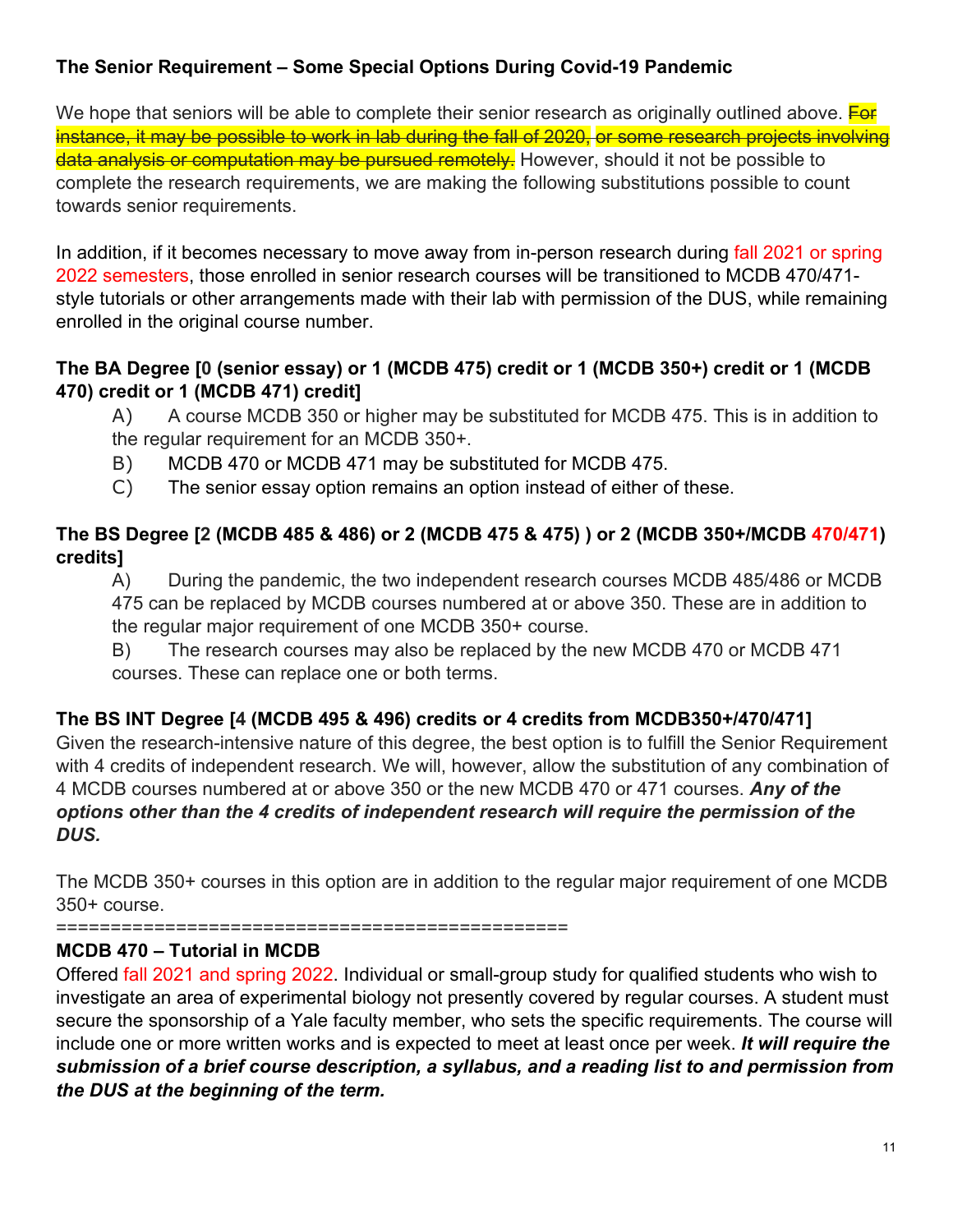**The Senior Requirement – Some Special Options During Covid-19 Pandemic**

We hope that seniors will be able to complete their senior research as originally outlined above. ~~For instance, it may be possible to work in lab during the fall of 2020, or some research projects involving data analysis or computation may be pursued remotely.~~ However, should it not be possible to complete the research requirements, we are making the following substitutions possible to count towards senior requirements.

In addition, if it becomes necessary to move away from in-person research during fall 2021 or spring 2022 semesters, those enrolled in senior research courses will be transitioned to MCDB 470/471-style tutorials or other arrangements made with their lab with permission of the DUS, while remaining enrolled in the original course number.

**The BA Degree [0 (senior essay) or 1 (MCDB 475) credit or 1 (MCDB 350+) credit or 1 (MCDB 470) credit or 1 (MCDB 471) credit]**

A) A course MCDB 350 or higher may be substituted for MCDB 475. This is in addition to the regular requirement for an MCDB 350+.

B) MCDB 470 or MCDB 471 may be substituted for MCDB 475.

C) The senior essay option remains an option instead of either of these.

**The BS Degree [2 (MCDB 485 & 486) or 2 (MCDB 475 & 475) ) or 2 (MCDB 350+/MCDB 470/471) credits]**

A) During the pandemic, the two independent research courses MCDB 485/486 or MCDB 475 can be replaced by MCDB courses numbered at or above 350. These are in addition to the regular major requirement of one MCDB 350+ course.

B) The research courses may also be replaced by the new MCDB 470 or MCDB 471 courses. These can replace one or both terms.

**The BS INT Degree [4 (MCDB 495 & 496) credits or 4 credits from MCDB350+/470/471]**

Given the research-intensive nature of this degree, the best option is to fulfill the Senior Requirement with 4 credits of independent research. We will, however, allow the substitution of any combination of 4 MCDB courses numbered at or above 350 or the new MCDB 470 or 471 courses. ***Any of the options other than the 4 credits of independent research will require the permission of the DUS.***

The MCDB 350+ courses in this option are in addition to the regular major requirement of one MCDB 350+ course.

=============================================

**MCDB 470 – Tutorial in MCDB**

Offered fall 2021 and spring 2022. Individual or small-group study for qualified students who wish to investigate an area of experimental biology not presently covered by regular courses. A student must secure the sponsorship of a Yale faculty member, who sets the specific requirements. The course will include one or more written works and is expected to meet at least once per week. ***It will require the submission of a brief course description, a syllabus, and a reading list to and permission from the DUS at the beginning of the term.***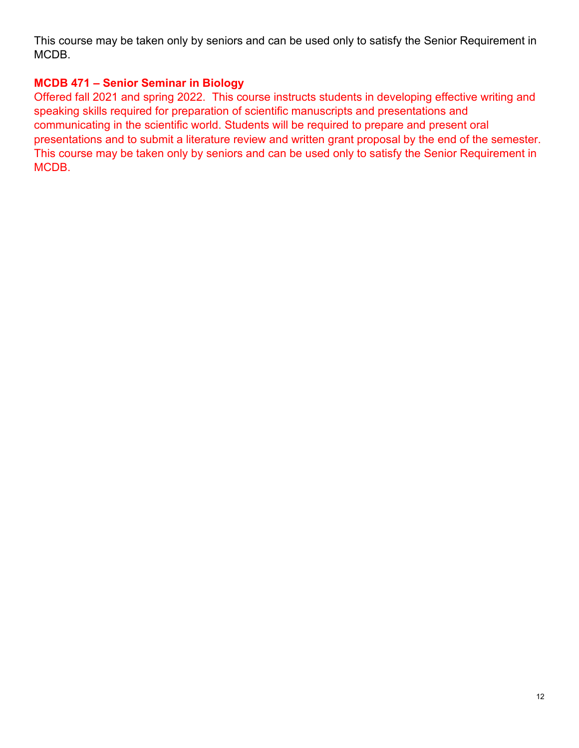This course may be taken only by seniors and can be used only to satisfy the Senior Requirement in MCDB.

### MCDB 471 – Senior Seminar in Biology

Offered fall 2021 and spring 2022. This course instructs students in developing effective writing and speaking skills required for preparation of scientific manuscripts and presentations and communicating in the scientific world. Students will be required to prepare and present oral presentations and to submit a literature review and written grant proposal by the end of the semester. This course may be taken only by seniors and can be used only to satisfy the Senior Requirement in MCDB.